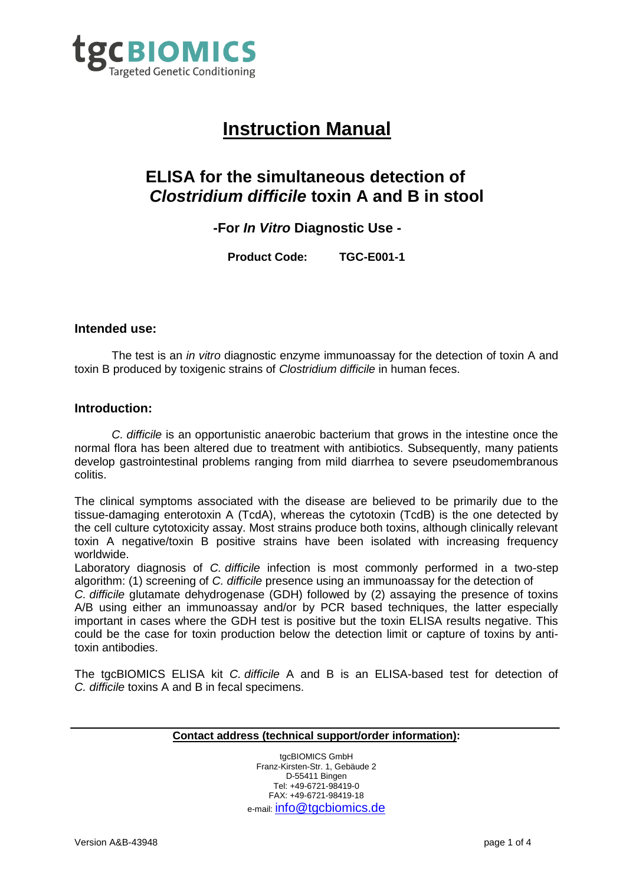tgcBIOMICS
Targeted Genetic Conditioning

# Instruction Manual

## ELISA for the simultaneous detection of *Clostridium difficile* toxin A and B in stool

**-For *In Vitro* Diagnostic Use -**

**Product Code: TGC-E001-1**

### Intended use:

The test is an *in vitro* diagnostic enzyme immunoassay for the detection of toxin A and toxin B produced by toxigenic strains of *Clostridium difficile* in human feces.

### Introduction:

*C. difficile* is an opportunistic anaerobic bacterium that grows in the intestine once the normal flora has been altered due to treatment with antibiotics. Subsequently, many patients develop gastrointestinal problems ranging from mild diarrhea to severe pseudomembranous colitis.

The clinical symptoms associated with the disease are believed to be primarily due to the tissue-damaging enterotoxin A (TcdA), whereas the cytotoxin (TcdB) is the one detected by the cell culture cytotoxicity assay. Most strains produce both toxins, although clinically relevant toxin A negative/toxin B positive strains have been isolated with increasing frequency worldwide.

Laboratory diagnosis of *C. difficile* infection is most commonly performed in a two-step algorithm: (1) screening of *C. difficile* presence using an immunoassay for the detection of *C. difficile* glutamate dehydrogenase (GDH) followed by (2) assaying the presence of toxins A/B using either an immunoassay and/or by PCR based techniques, the latter especially important in cases where the GDH test is positive but the toxin ELISA results negative. This could be the case for toxin production below the detection limit or capture of toxins by anti-toxin antibodies.

The tgcBIOMICS ELISA kit *C. difficile* A and B is an ELISA-based test for detection of *C. difficile* toxins A and B in fecal specimens.

---

**Contact address (technical support/order information):**

tgcBIOMICS GmbH
Franz-Kirsten-Str. 1, Gebäude 2
D-55411 Bingen
Tel: +49-6721-98419-0
FAX: +49-6721-98419-18
e-mail: info@tgcbiomics.de

Version A&B-43948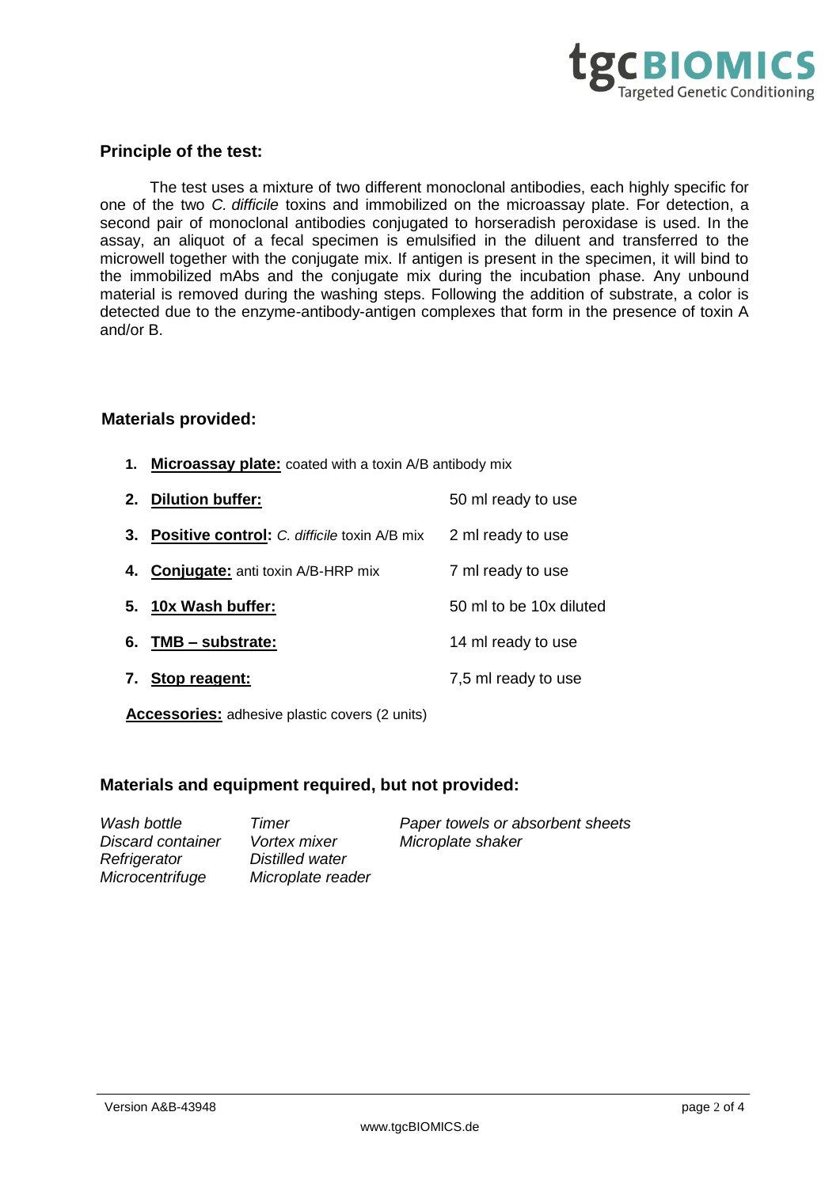## Principle of the test:

The test uses a mixture of two different monoclonal antibodies, each highly specific for one of the two *C. difficile* toxins and immobilized on the microassay plate. For detection, a second pair of monoclonal antibodies conjugated to horseradish peroxidase is used. In the assay, an aliquot of a fecal specimen is emulsified in the diluent and transferred to the microwell together with the conjugate mix. If antigen is present in the specimen, it will bind to the immobilized mAbs and the conjugate mix during the incubation phase. Any unbound material is removed during the washing steps. Following the addition of substrate, a color is detected due to the enzyme-antibody-antigen complexes that form in the presence of toxin A and/or B.

## Materials provided:

1. **Microassay plate:** coated with a toxin A/B antibody mix
2. **Dilution buffer:** 50 ml ready to use
3. **Positive control:** *C. difficile* toxin A/B mix 2 ml ready to use
4. **Conjugate:** anti toxin A/B-HRP mix 7 ml ready to use
5. **10x Wash buffer:** 50 ml to be 10x diluted
6. **TMB – substrate:** 14 ml ready to use
7. **Stop reagent:** 7,5 ml ready to use

**Accessories:** adhesive plastic covers (2 units)

## Materials and equipment required, but not provided:

*Wash bottle*
*Discard container*
*Refrigerator*
*Microcentrifuge*
*Timer*
*Vortex mixer*
*Distilled water*
*Microplate reader*
*Paper towels or absorbent sheets*
*Microplate shaker*

Version A&B-43948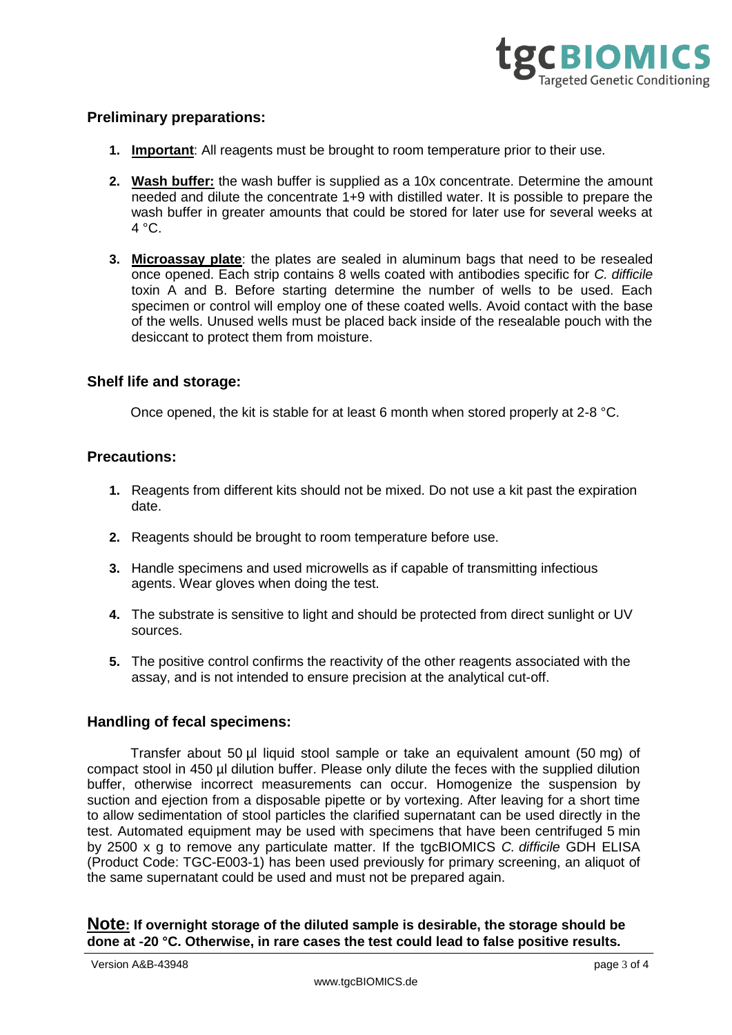## Preliminary preparations:

1. **Important**: All reagents must be brought to room temperature prior to their use.

2. **Wash buffer:** the wash buffer is supplied as a 10x concentrate. Determine the amount needed and dilute the concentrate 1+9 with distilled water. It is possible to prepare the wash buffer in greater amounts that could be stored for later use for several weeks at 4 °C.

3. **Microassay plate**: the plates are sealed in aluminum bags that need to be resealed once opened. Each strip contains 8 wells coated with antibodies specific for *C. difficile* toxin A and B. Before starting determine the number of wells to be used. Each specimen or control will employ one of these coated wells. Avoid contact with the base of the wells. Unused wells must be placed back inside of the resealable pouch with the desiccant to protect them from moisture.

## Shelf life and storage:

Once opened, the kit is stable for at least 6 month when stored properly at 2-8 °C.

## Precautions:

1. Reagents from different kits should not be mixed. Do not use a kit past the expiration date.

2. Reagents should be brought to room temperature before use.

3. Handle specimens and used microwells as if capable of transmitting infectious agents. Wear gloves when doing the test.

4. The substrate is sensitive to light and should be protected from direct sunlight or UV sources.

5. The positive control confirms the reactivity of the other reagents associated with the assay, and is not intended to ensure precision at the analytical cut-off.

## Handling of fecal specimens:

Transfer about 50 µl liquid stool sample or take an equivalent amount (50 mg) of compact stool in 450 µl dilution buffer. Please only dilute the feces with the supplied dilution buffer, otherwise incorrect measurements can occur. Homogenize the suspension by suction and ejection from a disposable pipette or by vortexing. After leaving for a short time to allow sedimentation of stool particles the clarified supernatant can be used directly in the test. Automated equipment may be used with specimens that have been centrifuged 5 min by 2500 x g to remove any particulate matter. If the tgcBIOMICS *C. difficile* GDH ELISA (Product Code: TGC-E003-1) has been used previously for primary screening, an aliquot of the same supernatant could be used and must not be prepared again.

**Note: If overnight storage of the diluted sample is desirable, the storage should be done at -20 °C. Otherwise, in rare cases the test could lead to false positive results.**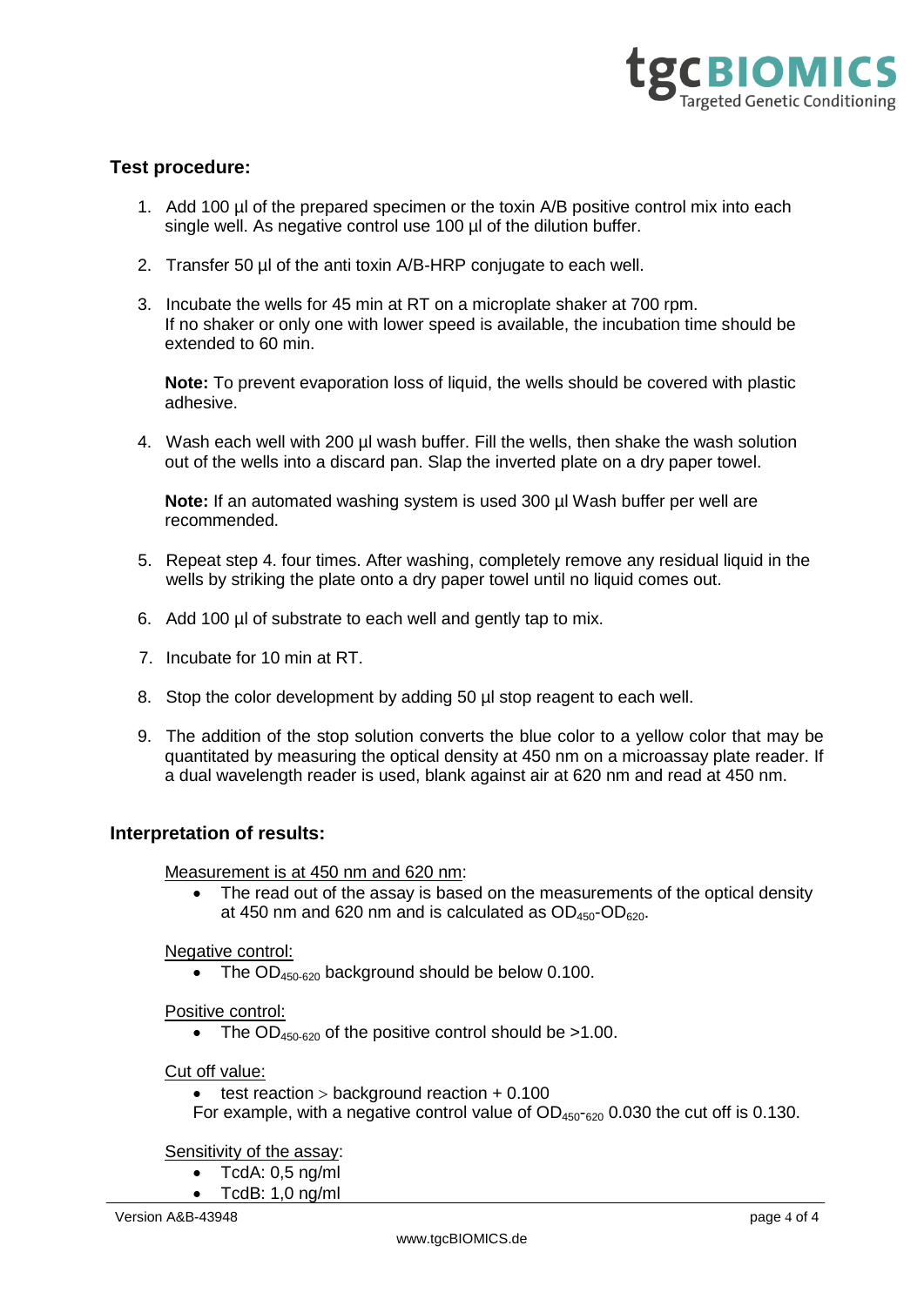## Test procedure:

1. Add 100 µl of the prepared specimen or the toxin A/B positive control mix into each single well. As negative control use 100 µl of the dilution buffer.
2. Transfer 50 µl of the anti toxin A/B-HRP conjugate to each well.
3. Incubate the wells for 45 min at RT on a microplate shaker at 700 rpm. If no shaker or only one with lower speed is available, the incubation time should be extended to 60 min.

   **Note:** To prevent evaporation loss of liquid, the wells should be covered with plastic adhesive.
4. Wash each well with 200 µl wash buffer. Fill the wells, then shake the wash solution out of the wells into a discard pan. Slap the inverted plate on a dry paper towel.

   **Note:** If an automated washing system is used 300 µl Wash buffer per well are recommended.
5. Repeat step 4. four times. After washing, completely remove any residual liquid in the wells by striking the plate onto a dry paper towel until no liquid comes out.
6. Add 100 µl of substrate to each well and gently tap to mix.
7. Incubate for 10 min at RT.
8. Stop the color development by adding 50 µl stop reagent to each well.
9. The addition of the stop solution converts the blue color to a yellow color that may be quantitated by measuring the optical density at 450 nm on a microassay plate reader. If a dual wavelength reader is used, blank against air at 620 nm and read at 450 nm.

## Interpretation of results:

Measurement is at 450 nm and 620 nm:

- The read out of the assay is based on the measurements of the optical density at 450 nm and 620 nm and is calculated as $OD_{450}$-$OD_{620}$.

Negative control:

- The $OD_{450-620}$ background should be below 0.100.

Positive control:

- The $OD_{450-620}$ of the positive control should be >1.00.

Cut off value:

- test reaction > background reaction + 0.100

For example, with a negative control value of $OD_{450-620}$ 0.030 the cut off is 0.130.

Sensitivity of the assay:

- TcdA: 0,5 ng/ml
- TcdB: 1,0 ng/ml

Version A&B-43948

www.tgcBIOMICS.de